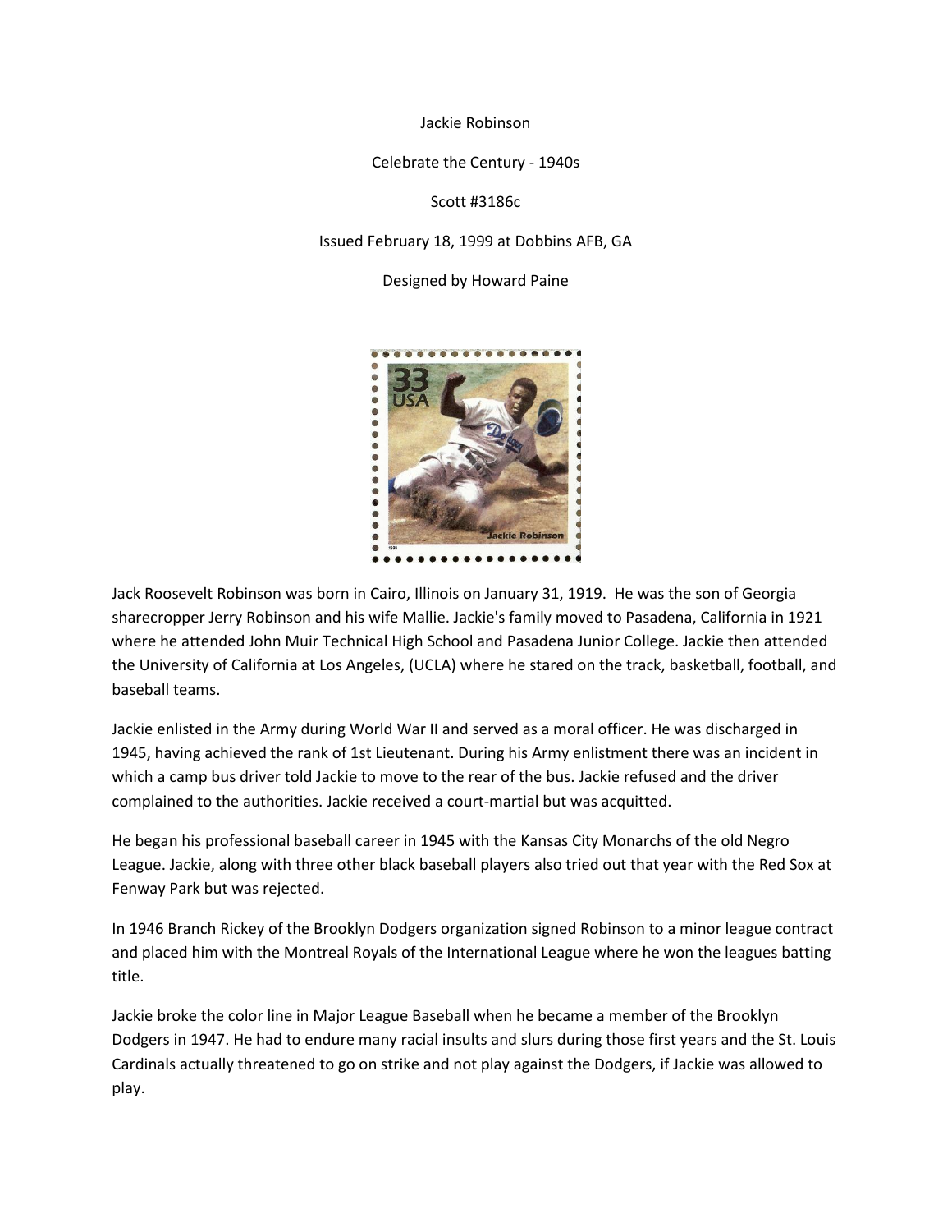Jackie Robinson

Celebrate the Century - 1940s

Scott #3186c

Issued February 18, 1999 at Dobbins AFB, GA

Designed by Howard Paine

Jack Roosevelt Robinson was born in Cairo, Illinois on January 31, 1919. He was the son of Georgia sharecropper Jerry Robinson and his wife Mallie. Jackie's family moved to Pasadena, California in 1921 where he attended John Muir Technical High School and Pasadena Junior College. Jackie then attended the University of California at Los Angeles, (UCLA) where he stared on the track, basketball, football, and baseball teams.

Jackie enlisted in the Army during World War II and served as a moral officer. He was discharged in 1945, having achieved the rank of 1st Lieutenant. During his Army enlistment there was an incident in which a camp bus driver told Jackie to move to the rear of the bus. Jackie refused and the driver complained to the authorities. Jackie received a court-martial but was acquitted.

He began his professional baseball career in 1945 with the Kansas City Monarchs of the old Negro League. Jackie, along with three other black baseball players also tried out that year with the Red Sox at Fenway Park but was rejected.

In 1946 Branch Rickey of the Brooklyn Dodgers organization signed Robinson to a minor league contract and placed him with the Montreal Royals of the International League where he won the leagues batting title.

Jackie broke the color line in Major League Baseball when he became a member of the Brooklyn Dodgers in 1947. He had to endure many racial insults and slurs during those first years and the St. Louis Cardinals actually threatened to go on strike and not play against the Dodgers, if Jackie was allowed to play.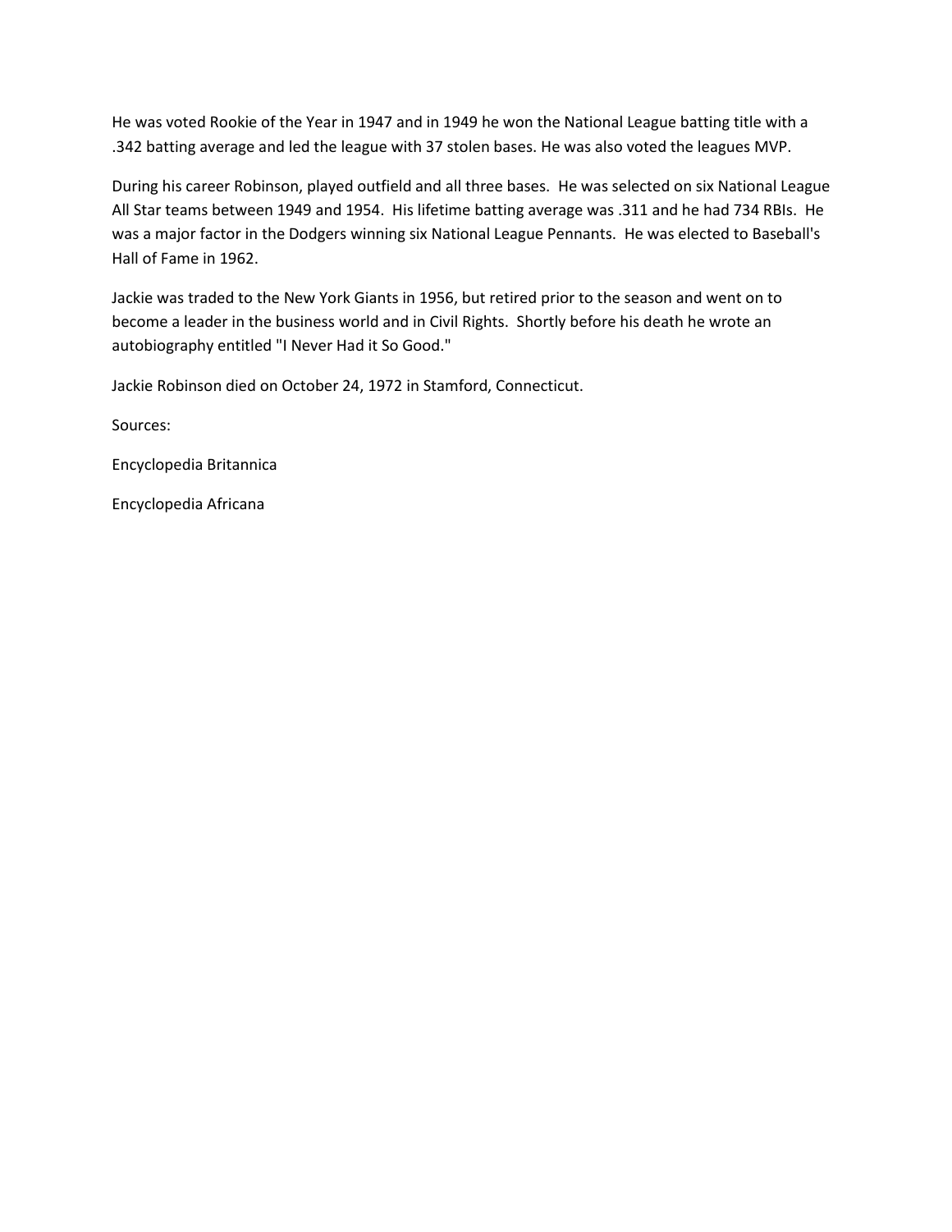He was voted Rookie of the Year in 1947 and in 1949 he won the National League batting title with a .342 batting average and led the league with 37 stolen bases. He was also voted the leagues MVP.

During his career Robinson, played outfield and all three bases. He was selected on six National League All Star teams between 1949 and 1954. His lifetime batting average was .311 and he had 734 RBIs. He was a major factor in the Dodgers winning six National League Pennants. He was elected to Baseball's Hall of Fame in 1962.

Jackie was traded to the New York Giants in 1956, but retired prior to the season and went on to become a leader in the business world and in Civil Rights. Shortly before his death he wrote an autobiography entitled "I Never Had it So Good."

Jackie Robinson died on October 24, 1972 in Stamford, Connecticut.

Sources:

Encyclopedia Britannica

Encyclopedia Africana